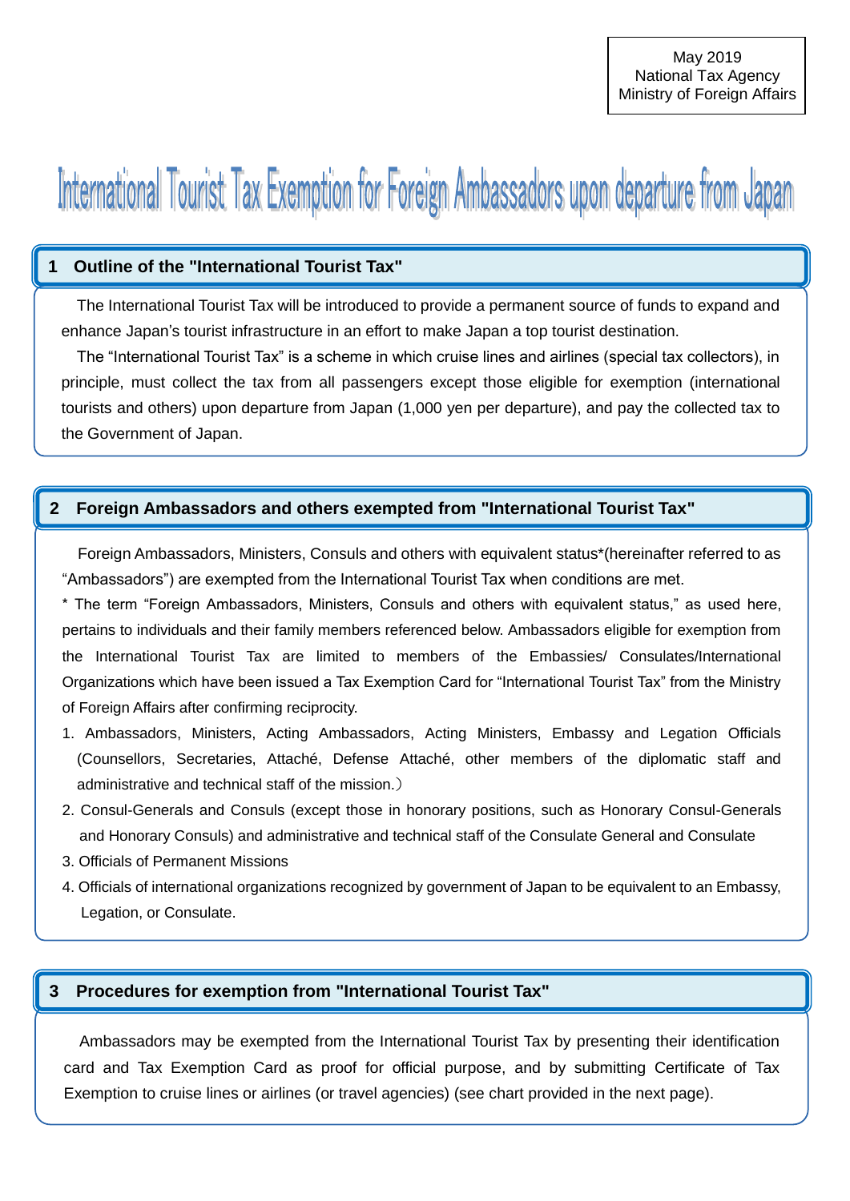May 2019
National Tax Agency
Ministry of Foreign Affairs

# International Tourist Tax Exemption for Foreign Ambassadors upon departure from Japan

## 1 Outline of the "International Tourist Tax"

The International Tourist Tax will be introduced to provide a permanent source of funds to expand and enhance Japan's tourist infrastructure in an effort to make Japan a top tourist destination.

The "International Tourist Tax" is a scheme in which cruise lines and airlines (special tax collectors), in principle, must collect the tax from all passengers except those eligible for exemption (international tourists and others) upon departure from Japan (1,000 yen per departure), and pay the collected tax to the Government of Japan.

## 2 Foreign Ambassadors and others exempted from "International Tourist Tax"

Foreign Ambassadors, Ministers, Consuls and others with equivalent status*(hereinafter referred to as "Ambassadors") are exempted from the International Tourist Tax when conditions are met.

* The term "Foreign Ambassadors, Ministers, Consuls and others with equivalent status," as used here, pertains to individuals and their family members referenced below. Ambassadors eligible for exemption from the International Tourist Tax are limited to members of the Embassies/ Consulates/International Organizations which have been issued a Tax Exemption Card for "International Tourist Tax" from the Ministry of Foreign Affairs after confirming reciprocity.

1. Ambassadors, Ministers, Acting Ambassadors, Acting Ministers, Embassy and Legation Officials (Counsellors, Secretaries, Attaché, Defense Attaché, other members of the diplomatic staff and administrative and technical staff of the mission.)
2. Consul-Generals and Consuls (except those in honorary positions, such as Honorary Consul-Generals and Honorary Consuls) and administrative and technical staff of the Consulate General and Consulate
3. Officials of Permanent Missions
4. Officials of international organizations recognized by government of Japan to be equivalent to an Embassy, Legation, or Consulate.

## 3 Procedures for exemption from "International Tourist Tax"

Ambassadors may be exempted from the International Tourist Tax by presenting their identification card and Tax Exemption Card as proof for official purpose, and by submitting Certificate of Tax Exemption to cruise lines or airlines (or travel agencies) (see chart provided in the next page).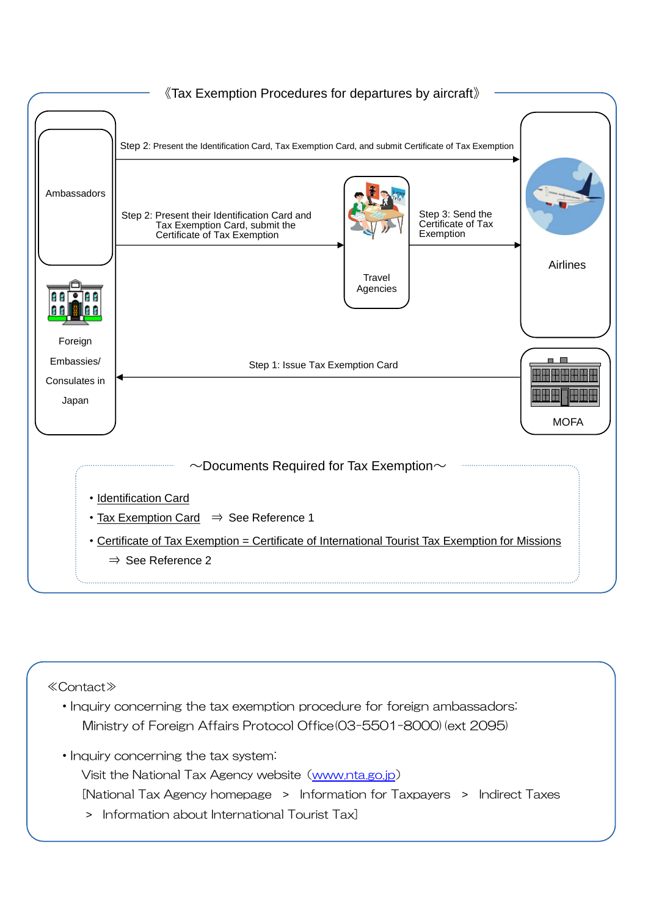## 《Tax Exemption Procedures for departures by aircraft》

Ambassadors

Foreign Embassies/ Consulates in Japan

Step 2: Present the Identification Card, Tax Exemption Card, and submit Certificate of Tax Exemption

Step 2: Present their Identification Card and Tax Exemption Card, submit the Certificate of Tax Exemption

Travel Agencies

Step 3: Send the Certificate of Tax Exemption

Airlines

Step 1: Issue Tax Exemption Card

MOFA

### ～Documents Required for Tax Exemption～

- Identification Card
- Tax Exemption Card ⇒ See Reference 1
- Certificate of Tax Exemption = Certificate of International Tourist Tax Exemption for Missions
  ⇒ See Reference 2

## ≪Contact≫

- Inquiry concerning the tax exemption procedure for foreign ambassadors:
  Ministry of Foreign Affairs Protocol Office(03-5501-8000) (ext 2095)

- Inquiry concerning the tax system:
  Visit the National Tax Agency website (www.nta.go.jp)
  [National Tax Agency homepage > Information for Taxpayers > Indirect Taxes > Information about International Tourist Tax]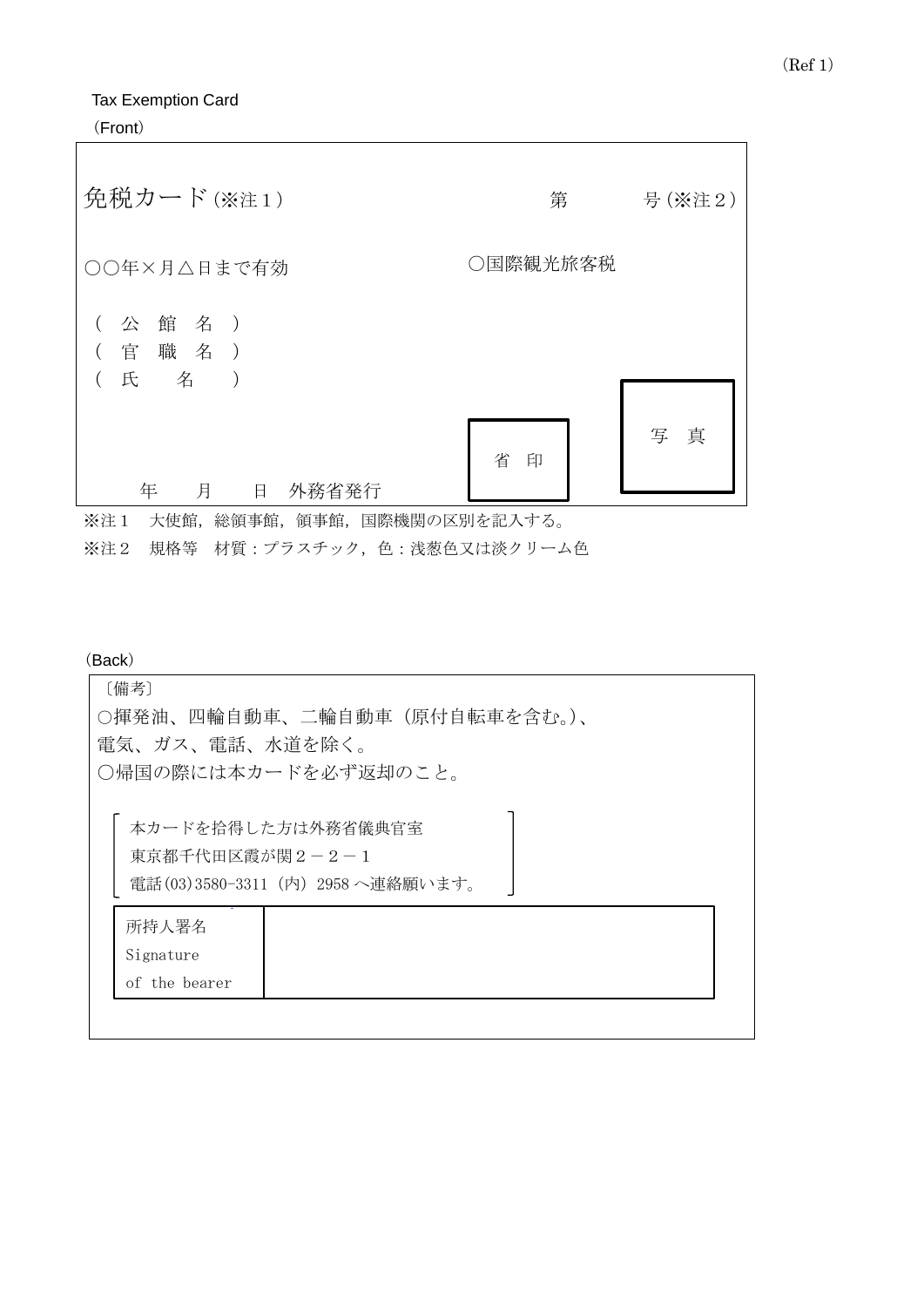(Ref 1)

Tax Exemption Card

(Front)

| 免税カード(※注１) | 第　　　　号(※注２) |
|---|---|
| ○○年×月△日まで有効 | ○国際観光旅客税 |
| （公　館　名）<br>（官　職　名）<br>（氏　　名　） | |
| 年　　月　　日　外務省発行 | 省　印　　　写　真 |

※注１　大使館，総領事館，領事館，国際機関の区別を記入する。

※注２　規格等　材質：プラスチック，色：浅葱色又は淡クリーム色

(Back)

〔備考〕

○揮発油、四輪自動車、二輪自動車（原付自転車を含む。)、
電気、ガス、電話、水道を除く。

○帰国の際には本カードを必ず返却のこと。

本カードを拾得した方は外務省儀典官室
東京都千代田区霞が関２－２－１
電話(03)3580-3311（内）2958 へ連絡願います。

| 所持人署名<br>Signature<br>of the bearer | |
|---|---|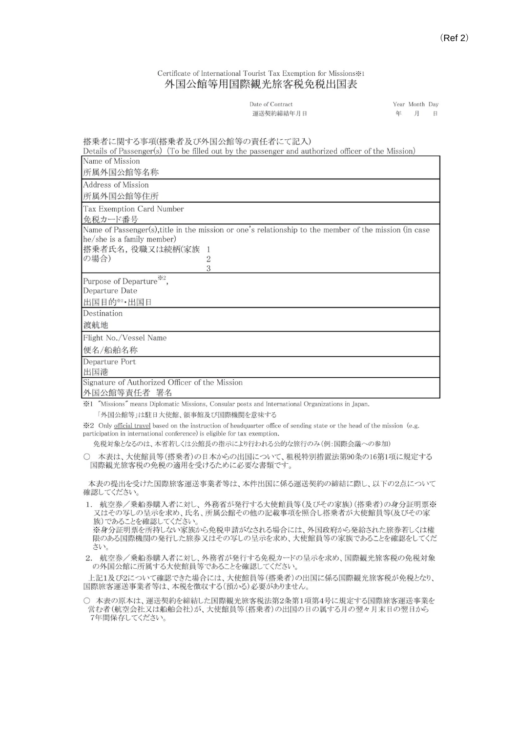(Ref 2)

Certificate of International Tourist Tax Exemption for Missions※1

# 外国公館等用国際観光旅客税免税出国表

Date of Contract　　　　　　　　　　　　Year Month Day
運送契約締結年月日　　　　　　　　　　　年　月　日

搭乗者に関する事項(搭乗者及び外国公館等の責任者にて記入)
Details of Passenger(s) (To be filled out by the passenger and authorized officer of the Mission)

| | |
|---|---|
| Name of Mission<br>所属外国公館等名称 | |
| Address of Mission<br>所属外国公館等住所 | |
| Tax Exemption Card Number<br>免税カード番号 | |
| Name of Passenger(s),title in the mission or one's relationship to the member of the mission (in case he/she is a family member)<br>搭乗者氏名，役職又は続柄(家族の場合) | 1<br>2<br>3 |
| Purpose of Departure※2,<br>Departure Date<br>出国目的※2・出国日 | |
| Destination<br>渡航地 | |
| Flight No./Vessel Name<br>便名/船舶名称 | |
| Departure Port<br>出国港 | |
| Signature of Authorized Officer of the Mission<br>外国公館等責任者　署名 | |

※1 "Missions" means Diplomatic Missions, Consular posts and International Organizations in Japan.

「外国公館等」は駐日大使館、領事館及び国際機関を意味する

※2 Only official travel based on the instruction of headquarter office of sending state or the head of the mission (e.g. participation in international conference) is eligible for tax exemption.

免税対象となるのは、本省若しくは公館長の指示により行われる公的な旅行のみ(例:国際会議への参加)

○ 本表は、大使館員等(搭乗者)の日本からの出国について、租税特別措置法第90条の16第1項に規定する国際観光旅客税の免税の適用を受けるために必要な書類です。

本表の提出を受けた国際旅客運送事業者等は、本件出国に係る運送契約の締結に際し、以下の2点について確認してください。

1. 航空券／乗船券購入者に対し、外務省が発行する大使館員等(及びその家族)(搭乗者)の身分証明票※又はその写しの呈示を求め、氏名、所属公館その他の記載事項を照合し搭乗者が大使館員等(及びその家族)であることを確認してください。
   ※身分証明票を所持しない家族から免税申請がなされる場合には、外国政府から発給された旅券若しくは権限のある国際機関の発行した旅券又はその写しの呈示を求め、大使館員等の家族であることを確認をしてください。
2. 航空券／乗船券購入者に対し、外務省が発行する免税カードの呈示を求め、国際観光旅客税の免税対象の外国公館に所属する大使館員等であることを確認してください。

上記1及び2について確認できた場合には、大使館員等(搭乗者)の出国に係る国際観光旅客税が免税となり、国際旅客運送事業者等は、本税を徴収する(預かる)必要がありません。

○ 本表の原本は、運送契約を締結した国際観光旅客税法第2条第1項第4号に規定する国際旅客運送事業を営む者(航空会社又は船舶会社)が、大使館員等(搭乗者)の出国の日の属する月の翌々月末日の翌日から7年間保存してください。